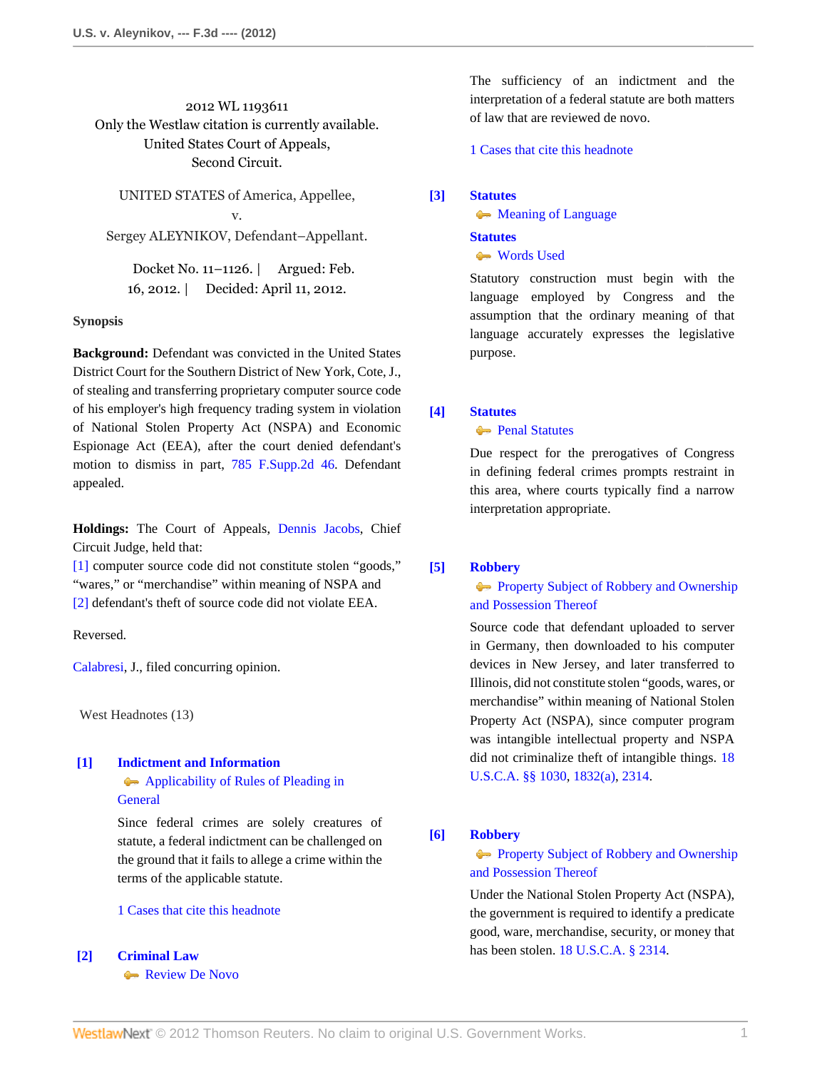2012 WL 1193611
Only the Westlaw citation is currently available.
United States Court of Appeals,
Second Circuit.

UNITED STATES of America, Appellee,
v.
Sergey ALEYNIKOV, Defendant–Appellant.

Docket No. 11–1126. | Argued: Feb. 16, 2012. | Decided: April 11, 2012.

**Synopsis**

**Background:** Defendant was convicted in the United States District Court for the Southern District of New York, Cote, J., of stealing and transferring proprietary computer source code of his employer's high frequency trading system in violation of National Stolen Property Act (NSPA) and Economic Espionage Act (EEA), after the court denied defendant's motion to dismiss in part, 785 F.Supp.2d 46. Defendant appealed.

**Holdings:** The Court of Appeals, Dennis Jacobs, Chief Circuit Judge, held that:
[1] computer source code did not constitute stolen "goods," "wares," or "merchandise" within meaning of NSPA and
[2] defendant's theft of source code did not violate EEA.

Reversed.

Calabresi, J., filed concurring opinion.

West Headnotes (13)

**[1] Indictment and Information**
Applicability of Rules of Pleading in General

Since federal crimes are solely creatures of statute, a federal indictment can be challenged on the ground that it fails to allege a crime within the terms of the applicable statute.

1 Cases that cite this headnote

**[2] Criminal Law**
Review De Novo

The sufficiency of an indictment and the interpretation of a federal statute are both matters of law that are reviewed de novo.

1 Cases that cite this headnote

**[3] Statutes**
Meaning of Language
**Statutes**
Words Used

Statutory construction must begin with the language employed by Congress and the assumption that the ordinary meaning of that language accurately expresses the legislative purpose.

**[4] Statutes**
Penal Statutes

Due respect for the prerogatives of Congress in defining federal crimes prompts restraint in this area, where courts typically find a narrow interpretation appropriate.

**[5] Robbery**
Property Subject of Robbery and Ownership and Possession Thereof

Source code that defendant uploaded to server in Germany, then downloaded to his computer devices in New Jersey, and later transferred to Illinois, did not constitute stolen "goods, wares, or merchandise" within meaning of National Stolen Property Act (NSPA), since computer program was intangible intellectual property and NSPA did not criminalize theft of intangible things. 18 U.S.C.A. §§ 1030, 1832(a), 2314.

**[6] Robbery**
Property Subject of Robbery and Ownership and Possession Thereof

Under the National Stolen Property Act (NSPA), the government is required to identify a predicate good, ware, merchandise, security, or money that has been stolen. 18 U.S.C.A. § 2314.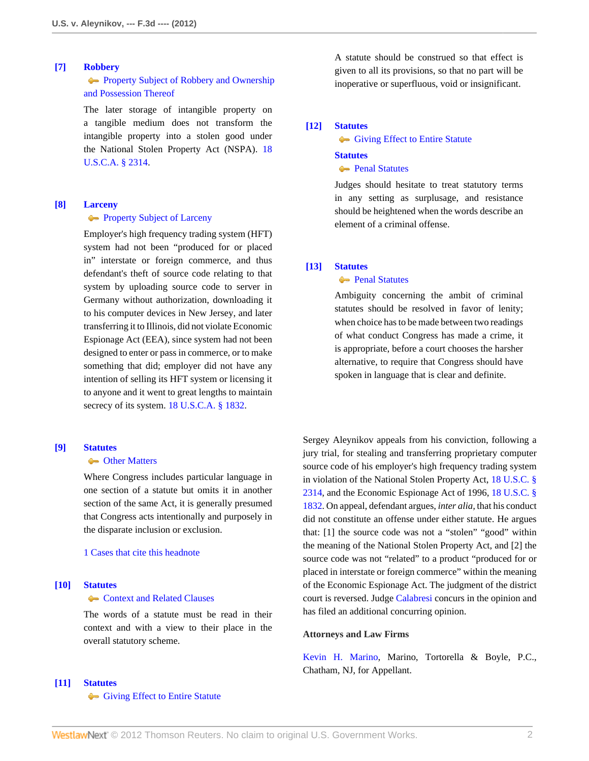**[7] Robbery**

Property Subject of Robbery and Ownership and Possession Thereof

The later storage of intangible property on a tangible medium does not transform the intangible property into a stolen good under the National Stolen Property Act (NSPA). 18 U.S.C.A. § 2314.

**[8] Larceny**

Property Subject of Larceny

Employer's high frequency trading system (HFT) system had not been "produced for or placed in" interstate or foreign commerce, and thus defendant's theft of source code relating to that system by uploading source code to server in Germany without authorization, downloading it to his computer devices in New Jersey, and later transferring it to Illinois, did not violate Economic Espionage Act (EEA), since system had not been designed to enter or pass in commerce, or to make something that did; employer did not have any intention of selling its HFT system or licensing it to anyone and it went to great lengths to maintain secrecy of its system. 18 U.S.C.A. § 1832.

**[9] Statutes**

Other Matters

Where Congress includes particular language in one section of a statute but omits it in another section of the same Act, it is generally presumed that Congress acts intentionally and purposely in the disparate inclusion or exclusion.

1 Cases that cite this headnote

**[10] Statutes**

Context and Related Clauses

The words of a statute must be read in their context and with a view to their place in the overall statutory scheme.

**[11] Statutes**

Giving Effect to Entire Statute

A statute should be construed so that effect is given to all its provisions, so that no part will be inoperative or superfluous, void or insignificant.

**[12] Statutes**

Giving Effect to Entire Statute

**Statutes**

Penal Statutes

Judges should hesitate to treat statutory terms in any setting as surplusage, and resistance should be heightened when the words describe an element of a criminal offense.

**[13] Statutes**

Penal Statutes

Ambiguity concerning the ambit of criminal statutes should be resolved in favor of lenity; when choice has to be made between two readings of what conduct Congress has made a crime, it is appropriate, before a court chooses the harsher alternative, to require that Congress should have spoken in language that is clear and definite.

Sergey Aleynikov appeals from his conviction, following a jury trial, for stealing and transferring proprietary computer source code of his employer's high frequency trading system in violation of the National Stolen Property Act, 18 U.S.C. § 2314, and the Economic Espionage Act of 1996, 18 U.S.C. § 1832. On appeal, defendant argues, *inter alia,* that his conduct did not constitute an offense under either statute. He argues that: [1] the source code was not a "stolen" "good" within the meaning of the National Stolen Property Act, and [2] the source code was not "related" to a product "produced for or placed in interstate or foreign commerce" within the meaning of the Economic Espionage Act. The judgment of the district court is reversed. Judge Calabresi concurs in the opinion and has filed an additional concurring opinion.

**Attorneys and Law Firms**

Kevin H. Marino, Marino, Tortorella & Boyle, P.C., Chatham, NJ, for Appellant.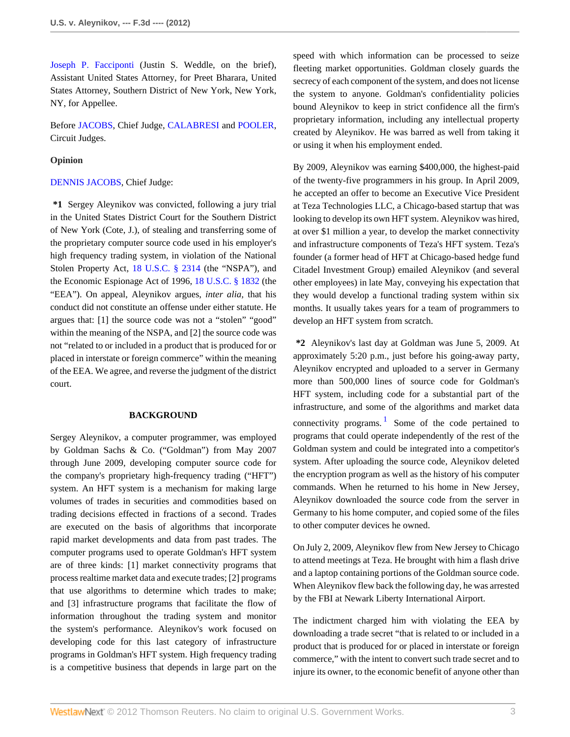Joseph P. Facciponti (Justin S. Weddle, on the brief), Assistant United States Attorney, for Preet Bharara, United States Attorney, Southern District of New York, New York, NY, for Appellee.

Before JACOBS, Chief Judge, CALABRESI and POOLER, Circuit Judges.

**Opinion**

DENNIS JACOBS, Chief Judge:

**\*1** Sergey Aleynikov was convicted, following a jury trial in the United States District Court for the Southern District of New York (Cote, J.), of stealing and transferring some of the proprietary computer source code used in his employer's high frequency trading system, in violation of the National Stolen Property Act, 18 U.S.C. § 2314 (the "NSPA"), and the Economic Espionage Act of 1996, 18 U.S.C. § 1832 (the "EEA"). On appeal, Aleynikov argues, *inter alia*, that his conduct did not constitute an offense under either statute. He argues that: [1] the source code was not a "stolen" "good" within the meaning of the NSPA, and [2] the source code was not "related to or included in a product that is produced for or placed in interstate or foreign commerce" within the meaning of the EEA. We agree, and reverse the judgment of the district court.

## BACKGROUND

Sergey Aleynikov, a computer programmer, was employed by Goldman Sachs & Co. ("Goldman") from May 2007 through June 2009, developing computer source code for the company's proprietary high-frequency trading ("HFT") system. An HFT system is a mechanism for making large volumes of trades in securities and commodities based on trading decisions effected in fractions of a second. Trades are executed on the basis of algorithms that incorporate rapid market developments and data from past trades. The computer programs used to operate Goldman's HFT system are of three kinds: [1] market connectivity programs that process realtime market data and execute trades; [2] programs that use algorithms to determine which trades to make; and [3] infrastructure programs that facilitate the flow of information throughout the trading system and monitor the system's performance. Aleynikov's work focused on developing code for this last category of infrastructure programs in Goldman's HFT system. High frequency trading is a competitive business that depends in large part on the speed with which information can be processed to seize fleeting market opportunities. Goldman closely guards the secrecy of each component of the system, and does not license the system to anyone. Goldman's confidentiality policies bound Aleynikov to keep in strict confidence all the firm's proprietary information, including any intellectual property created by Aleynikov. He was barred as well from taking it or using it when his employment ended.

By 2009, Aleynikov was earning $400,000, the highest-paid of the twenty-five programmers in his group. In April 2009, he accepted an offer to become an Executive Vice President at Teza Technologies LLC, a Chicago-based startup that was looking to develop its own HFT system. Aleynikov was hired, at over $1 million a year, to develop the market connectivity and infrastructure components of Teza's HFT system. Teza's founder (a former head of HFT at Chicago-based hedge fund Citadel Investment Group) emailed Aleynikov (and several other employees) in late May, conveying his expectation that they would develop a functional trading system within six months. It usually takes years for a team of programmers to develop an HFT system from scratch.

**\*2** Aleynikov's last day at Goldman was June 5, 2009. At approximately 5:20 p.m., just before his going-away party, Aleynikov encrypted and uploaded to a server in Germany more than 500,000 lines of source code for Goldman's HFT system, including code for a substantial part of the infrastructure, and some of the algorithms and market data connectivity programs.[1] Some of the code pertained to programs that could operate independently of the rest of the Goldman system and could be integrated into a competitor's system. After uploading the source code, Aleynikov deleted the encryption program as well as the history of his computer commands. When he returned to his home in New Jersey, Aleynikov downloaded the source code from the server in Germany to his home computer, and copied some of the files to other computer devices he owned.

On July 2, 2009, Aleynikov flew from New Jersey to Chicago to attend meetings at Teza. He brought with him a flash drive and a laptop containing portions of the Goldman source code. When Aleynikov flew back the following day, he was arrested by the FBI at Newark Liberty International Airport.

The indictment charged him with violating the EEA by downloading a trade secret "that is related to or included in a product that is produced for or placed in interstate or foreign commerce," with the intent to convert such trade secret and to injure its owner, to the economic benefit of anyone other than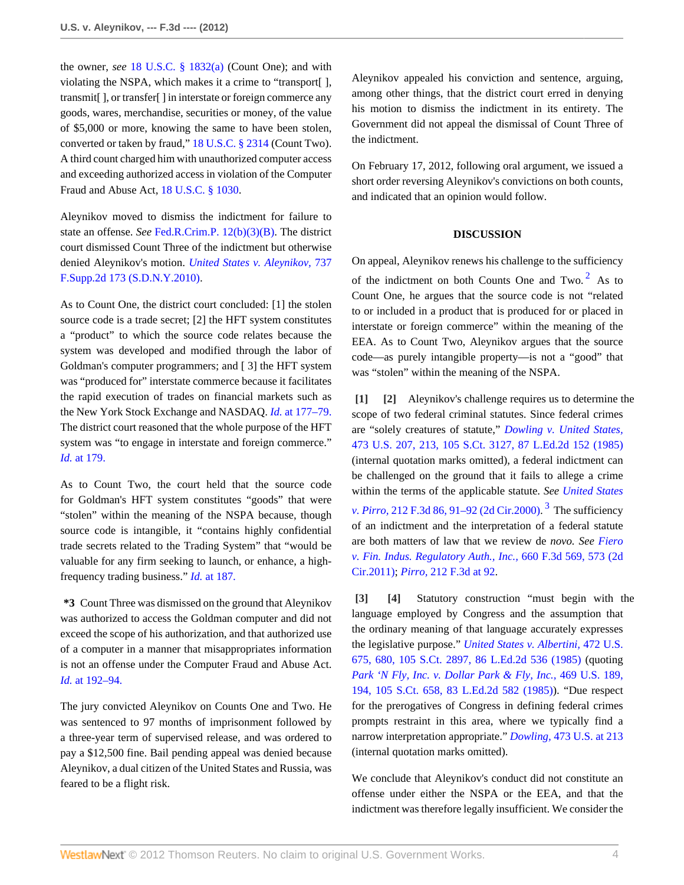the owner, *see* 18 U.S.C. § 1832(a) (Count One); and with violating the NSPA, which makes it a crime to "transport[ ], transmit[ ], or transfer[ ] in interstate or foreign commerce any goods, wares, merchandise, securities or money, of the value of $5,000 or more, knowing the same to have been stolen, converted or taken by fraud," 18 U.S.C. § 2314 (Count Two). A third count charged him with unauthorized computer access and exceeding authorized access in violation of the Computer Fraud and Abuse Act, 18 U.S.C. § 1030.

Aleynikov moved to dismiss the indictment for failure to state an offense. *See* Fed.R.Crim.P. 12(b)(3)(B). The district court dismissed Count Three of the indictment but otherwise denied Aleynikov's motion. *United States v. Aleynikov,* 737 F.Supp.2d 173 (S.D.N.Y.2010).

As to Count One, the district court concluded: [1] the stolen source code is a trade secret; [2] the HFT system constitutes a "product" to which the source code relates because the system was developed and modified through the labor of Goldman's computer programmers; and [ 3] the HFT system was "produced for" interstate commerce because it facilitates the rapid execution of trades on financial markets such as the New York Stock Exchange and NASDAQ. *Id.* at 177–79. The district court reasoned that the whole purpose of the HFT system was "to engage in interstate and foreign commerce." *Id.* at 179.

As to Count Two, the court held that the source code for Goldman's HFT system constitutes "goods" that were "stolen" within the meaning of the NSPA because, though source code is intangible, it "contains highly confidential trade secrets related to the Trading System" that "would be valuable for any firm seeking to launch, or enhance, a high-frequency trading business." *Id.* at 187.

**\*3** Count Three was dismissed on the ground that Aleynikov was authorized to access the Goldman computer and did not exceed the scope of his authorization, and that authorized use of a computer in a manner that misappropriates information is not an offense under the Computer Fraud and Abuse Act. *Id.* at 192–94.

The jury convicted Aleynikov on Counts One and Two. He was sentenced to 97 months of imprisonment followed by a three-year term of supervised release, and was ordered to pay a $12,500 fine. Bail pending appeal was denied because Aleynikov, a dual citizen of the United States and Russia, was feared to be a flight risk.

Aleynikov appealed his conviction and sentence, arguing, among other things, that the district court erred in denying his motion to dismiss the indictment in its entirety. The Government did not appeal the dismissal of Count Three of the indictment.

On February 17, 2012, following oral argument, we issued a short order reversing Aleynikov's convictions on both counts, and indicated that an opinion would follow.

## DISCUSSION

On appeal, Aleynikov renews his challenge to the sufficiency of the indictment on both Counts One and Two.[2] As to Count One, he argues that the source code is not "related to or included in a product that is produced for or placed in interstate or foreign commerce" within the meaning of the EEA. As to Count Two, Aleynikov argues that the source code—as purely intangible property—is not a "good" that was "stolen" within the meaning of the NSPA.

**[1] [2]** Aleynikov's challenge requires us to determine the scope of two federal criminal statutes. Since federal crimes are "solely creatures of statute," *Dowling v. United States,* 473 U.S. 207, 213, 105 S.Ct. 3127, 87 L.Ed.2d 152 (1985) (internal quotation marks omitted), a federal indictment can be challenged on the ground that it fails to allege a crime within the terms of the applicable statute. *See United States v. Pirro,* 212 F.3d 86, 91–92 (2d Cir.2000).[3] The sufficiency of an indictment and the interpretation of a federal statute are both matters of law that we review de *novo. See Fiero v. Fin. Indus. Regulatory Auth., Inc.,* 660 F.3d 569, 573 (2d Cir.2011); *Pirro,* 212 F.3d at 92.

**[3] [4]** Statutory construction "must begin with the language employed by Congress and the assumption that the ordinary meaning of that language accurately expresses the legislative purpose." *United States v. Albertini,* 472 U.S. 675, 680, 105 S.Ct. 2897, 86 L.Ed.2d 536 (1985) (quoting *Park 'N Fly, Inc. v. Dollar Park & Fly, Inc.,* 469 U.S. 189, 194, 105 S.Ct. 658, 83 L.Ed.2d 582 (1985)). "Due respect for the prerogatives of Congress in defining federal crimes prompts restraint in this area, where we typically find a narrow interpretation appropriate." *Dowling,* 473 U.S. at 213 (internal quotation marks omitted).

We conclude that Aleynikov's conduct did not constitute an offense under either the NSPA or the EEA, and that the indictment was therefore legally insufficient. We consider the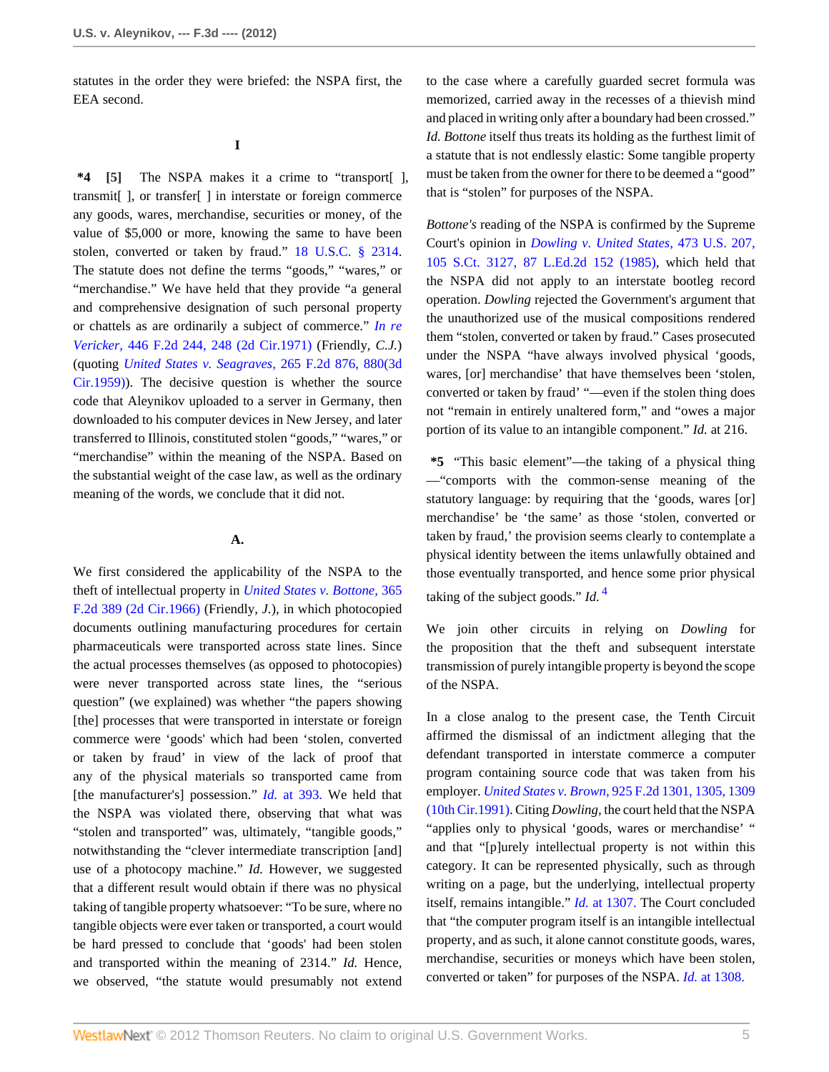statutes in the order they were briefed: the NSPA first, the EEA second.

## I

**\*4 [5]** The NSPA makes it a crime to "transport[ ], transmit[ ], or transfer[ ] in interstate or foreign commerce any goods, wares, merchandise, securities or money, of the value of $5,000 or more, knowing the same to have been stolen, converted or taken by fraud." 18 U.S.C. § 2314. The statute does not define the terms "goods," "wares," or "merchandise." We have held that they provide "a general and comprehensive designation of such personal property or chattels as are ordinarily a subject of commerce." *In re Vericker,* 446 F.2d 244, 248 (2d Cir.1971) (Friendly, *C.J.*) (quoting *United States v. Seagraves,* 265 F.2d 876, 880(3d Cir.1959)). The decisive question is whether the source code that Aleynikov uploaded to a server in Germany, then downloaded to his computer devices in New Jersey, and later transferred to Illinois, constituted stolen "goods," "wares," or "merchandise" within the meaning of the NSPA. Based on the substantial weight of the case law, as well as the ordinary meaning of the words, we conclude that it did not.

### A.

We first considered the applicability of the NSPA to the theft of intellectual property in *United States v. Bottone,* 365 F.2d 389 (2d Cir.1966) (Friendly, *J.*), in which photocopied documents outlining manufacturing procedures for certain pharmaceuticals were transported across state lines. Since the actual processes themselves (as opposed to photocopies) were never transported across state lines, the "serious question" (we explained) was whether "the papers showing [the] processes that were transported in interstate or foreign commerce were 'goods' which had been 'stolen, converted or taken by fraud' in view of the lack of proof that any of the physical materials so transported came from [the manufacturer's] possession." *Id.* at 393. We held that the NSPA was violated there, observing that what was "stolen and transported" was, ultimately, "tangible goods," notwithstanding the "clever intermediate transcription [and] use of a photocopy machine." *Id.* However, we suggested that a different result would obtain if there was no physical taking of tangible property whatsoever: "To be sure, where no tangible objects were ever taken or transported, a court would be hard pressed to conclude that 'goods' had been stolen and transported within the meaning of 2314." *Id.* Hence, we observed, "the statute would presumably not extend to the case where a carefully guarded secret formula was memorized, carried away in the recesses of a thievish mind and placed in writing only after a boundary had been crossed." *Id. Bottone* itself thus treats its holding as the furthest limit of a statute that is not endlessly elastic: Some tangible property must be taken from the owner for there to be deemed a "good" that is "stolen" for purposes of the NSPA.

*Bottone's* reading of the NSPA is confirmed by the Supreme Court's opinion in *Dowling v. United States,* 473 U.S. 207, 105 S.Ct. 3127, 87 L.Ed.2d 152 (1985), which held that the NSPA did not apply to an interstate bootleg record operation. *Dowling* rejected the Government's argument that the unauthorized use of the musical compositions rendered them "stolen, converted or taken by fraud." Cases prosecuted under the NSPA "have always involved physical 'goods, wares, [or] merchandise' that have themselves been 'stolen, converted or taken by fraud' "—even if the stolen thing does not "remain in entirely unaltered form," and "owes a major portion of its value to an intangible component." *Id.* at 216.

**\*5** "This basic element"—the taking of a physical thing—"comports with the common-sense meaning of the statutory language: by requiring that the 'goods, wares [or] merchandise' be 'the same' as those 'stolen, converted or taken by fraud,' the provision seems clearly to contemplate a physical identity between the items unlawfully obtained and those eventually transported, and hence some prior physical taking of the subject goods." *Id.* [4]

We join other circuits in relying on *Dowling* for the proposition that the theft and subsequent interstate transmission of purely intangible property is beyond the scope of the NSPA.

In a close analog to the present case, the Tenth Circuit affirmed the dismissal of an indictment alleging that the defendant transported in interstate commerce a computer program containing source code that was taken from his employer. *United States v. Brown,* 925 F.2d 1301, 1305, 1309 (10th Cir.1991). Citing *Dowling,* the court held that the NSPA "applies only to physical 'goods, wares or merchandise' " and that "[p]urely intellectual property is not within this category. It can be represented physically, such as through writing on a page, but the underlying, intellectual property itself, remains intangible." *Id.* at 1307. The Court concluded that "the computer program itself is an intangible intellectual property, and as such, it alone cannot constitute goods, wares, merchandise, securities or moneys which have been stolen, converted or taken" for purposes of the NSPA. *Id.* at 1308.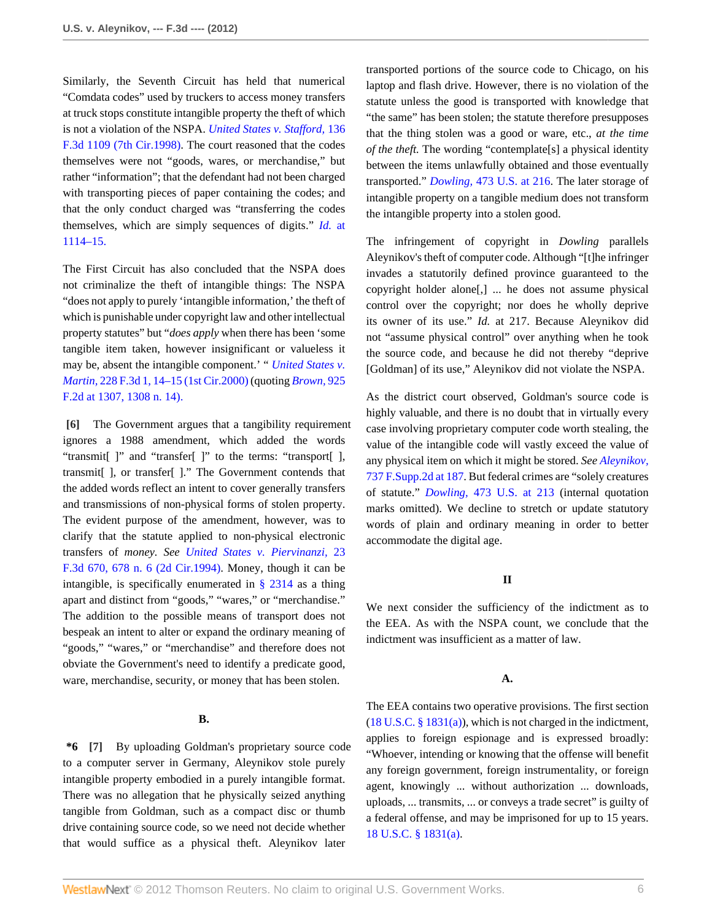Similarly, the Seventh Circuit has held that numerical "Comdata codes" used by truckers to access money transfers at truck stops constitute intangible property the theft of which is not a violation of the NSPA. *United States v. Stafford,* 136 F.3d 1109 (7th Cir.1998). The court reasoned that the codes themselves were not "goods, wares, or merchandise," but rather "information"; that the defendant had not been charged with transporting pieces of paper containing the codes; and that the only conduct charged was "transferring the codes themselves, which are simply sequences of digits." *Id.* at 1114–15.

The First Circuit has also concluded that the NSPA does not criminalize the theft of intangible things: The NSPA "does not apply to purely 'intangible information,' the theft of which is punishable under copyright law and other intellectual property statutes" but "*does apply* when there has been 'some tangible item taken, however insignificant or valueless it may be, absent the intangible component.' " *United States v. Martin,* 228 F.3d 1, 14–15 (1st Cir.2000) (quoting *Brown,* 925 F.2d at 1307, 1308 n. 14).

**[6]** The Government argues that a tangibility requirement ignores a 1988 amendment, which added the words "transmit[ ]" and "transfer[ ]" to the terms: "transport[ ], transmit[ ], or transfer[ ]." The Government contends that the added words reflect an intent to cover generally transfers and transmissions of non-physical forms of stolen property. The evident purpose of the amendment, however, was to clarify that the statute applied to non-physical electronic transfers of *money*. *See United States v. Piervinanzi,* 23 F.3d 670, 678 n. 6 (2d Cir.1994). Money, though it can be intangible, is specifically enumerated in § 2314 as a thing apart and distinct from "goods," "wares," or "merchandise." The addition to the possible means of transport does not bespeak an intent to alter or expand the ordinary meaning of "goods," "wares," or "merchandise" and therefore does not obviate the Government's need to identify a predicate good, ware, merchandise, security, or money that has been stolen.

### B.

**\*6 [7]** By uploading Goldman's proprietary source code to a computer server in Germany, Aleynikov stole purely intangible property embodied in a purely intangible format. There was no allegation that he physically seized anything tangible from Goldman, such as a compact disc or thumb drive containing source code, so we need not decide whether that would suffice as a physical theft. Aleynikov later transported portions of the source code to Chicago, on his laptop and flash drive. However, there is no violation of the statute unless the good is transported with knowledge that "the same" has been stolen; the statute therefore presupposes that the thing stolen was a good or ware, etc., *at the time of the theft.* The wording "contemplate[s] a physical identity between the items unlawfully obtained and those eventually transported." *Dowling,* 473 U.S. at 216. The later storage of intangible property on a tangible medium does not transform the intangible property into a stolen good.

The infringement of copyright in *Dowling* parallels Aleynikov's theft of computer code. Although "[t]he infringer invades a statutorily defined province guaranteed to the copyright holder alone[,] ... he does not assume physical control over the copyright; nor does he wholly deprive its owner of its use." *Id.* at 217. Because Aleynikov did not "assume physical control" over anything when he took the source code, and because he did not thereby "deprive [Goldman] of its use," Aleynikov did not violate the NSPA.

As the district court observed, Goldman's source code is highly valuable, and there is no doubt that in virtually every case involving proprietary computer code worth stealing, the value of the intangible code will vastly exceed the value of any physical item on which it might be stored. *See Aleynikov,* 737 F.Supp.2d at 187. But federal crimes are "solely creatures of statute." *Dowling,* 473 U.S. at 213 (internal quotation marks omitted). We decline to stretch or update statutory words of plain and ordinary meaning in order to better accommodate the digital age.

## II

We next consider the sufficiency of the indictment as to the EEA. As with the NSPA count, we conclude that the indictment was insufficient as a matter of law.

### A.

The EEA contains two operative provisions. The first section (18 U.S.C. § 1831(a)), which is not charged in the indictment, applies to foreign espionage and is expressed broadly: "Whoever, intending or knowing that the offense will benefit any foreign government, foreign instrumentality, or foreign agent, knowingly ... without authorization ... downloads, uploads, ... transmits, ... or conveys a trade secret" is guilty of a federal offense, and may be imprisoned for up to 15 years. 18 U.S.C. § 1831(a).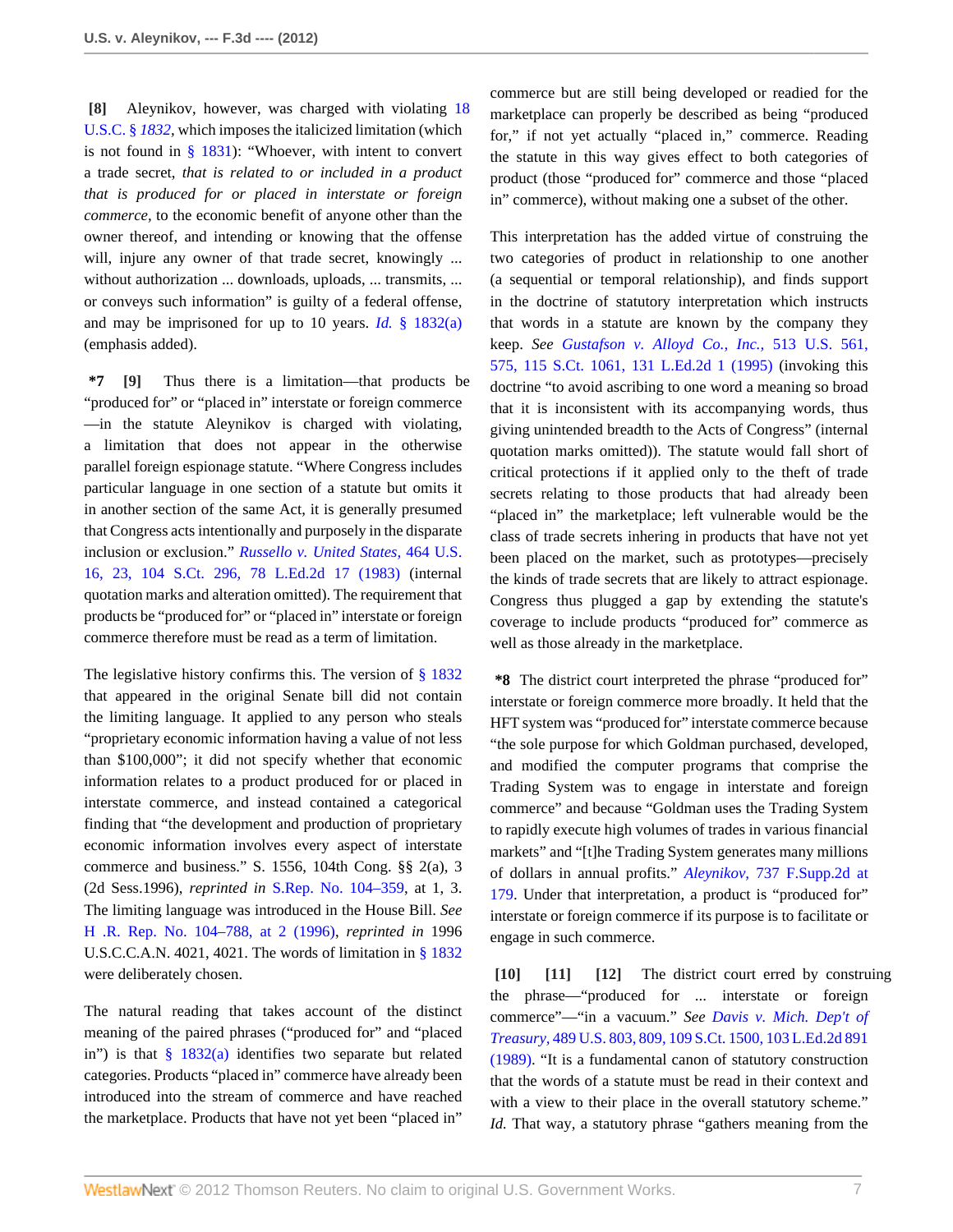**[8]** Aleynikov, however, was charged with violating 18 U.S.C. § *1832*, which imposes the italicized limitation (which is not found in § 1831): "Whoever, with intent to convert a trade secret, *that is related to or included in a product that is produced for or placed in interstate or foreign commerce*, to the economic benefit of anyone other than the owner thereof, and intending or knowing that the offense will, injure any owner of that trade secret, knowingly ... without authorization ... downloads, uploads, ... transmits, ... or conveys such information" is guilty of a federal offense, and may be imprisoned for up to 10 years. *Id.* § 1832(a) (emphasis added).

**\*7 [9]** Thus there is a limitation—that products be "produced for" or "placed in" interstate or foreign commerce—in the statute Aleynikov is charged with violating, a limitation that does not appear in the otherwise parallel foreign espionage statute. "Where Congress includes particular language in one section of a statute but omits it in another section of the same Act, it is generally presumed that Congress acts intentionally and purposely in the disparate inclusion or exclusion." *Russello v. United States,* 464 U.S. 16, 23, 104 S.Ct. 296, 78 L.Ed.2d 17 (1983) (internal quotation marks and alteration omitted). The requirement that products be "produced for" or "placed in" interstate or foreign commerce therefore must be read as a term of limitation.

The legislative history confirms this. The version of § 1832 that appeared in the original Senate bill did not contain the limiting language. It applied to any person who steals "proprietary economic information having a value of not less than $100,000"; it did not specify whether that economic information relates to a product produced for or placed in interstate commerce, and instead contained a categorical finding that "the development and production of proprietary economic information involves every aspect of interstate commerce and business." S. 1556, 104th Cong. §§ 2(a), 3 (2d Sess.1996), *reprinted in* S.Rep. No. 104–359, at 1, 3. The limiting language was introduced in the House Bill. *See* H .R. Rep. No. 104–788, at 2 (1996), *reprinted in* 1996 U.S.C.C.A.N. 4021, 4021. The words of limitation in § 1832 were deliberately chosen.

The natural reading that takes account of the distinct meaning of the paired phrases ("produced for" and "placed in") is that § 1832(a) identifies two separate but related categories. Products "placed in" commerce have already been introduced into the stream of commerce and have reached the marketplace. Products that have not yet been "placed in" commerce but are still being developed or readied for the marketplace can properly be described as being "produced for," if not yet actually "placed in," commerce. Reading the statute in this way gives effect to both categories of product (those "produced for" commerce and those "placed in" commerce), without making one a subset of the other.

This interpretation has the added virtue of construing the two categories of product in relationship to one another (a sequential or temporal relationship), and finds support in the doctrine of statutory interpretation which instructs that words in a statute are known by the company they keep. *See Gustafson v. Alloyd Co., Inc.,* 513 U.S. 561, 575, 115 S.Ct. 1061, 131 L.Ed.2d 1 (1995) (invoking this doctrine "to avoid ascribing to one word a meaning so broad that it is inconsistent with its accompanying words, thus giving unintended breadth to the Acts of Congress" (internal quotation marks omitted)). The statute would fall short of critical protections if it applied only to the theft of trade secrets relating to those products that had already been "placed in" the marketplace; left vulnerable would be the class of trade secrets inhering in products that have not yet been placed on the market, such as prototypes—precisely the kinds of trade secrets that are likely to attract espionage. Congress thus plugged a gap by extending the statute's coverage to include products "produced for" commerce as well as those already in the marketplace.

**\*8** The district court interpreted the phrase "produced for" interstate or foreign commerce more broadly. It held that the HFT system was "produced for" interstate commerce because "the sole purpose for which Goldman purchased, developed, and modified the computer programs that comprise the Trading System was to engage in interstate and foreign commerce" and because "Goldman uses the Trading System to rapidly execute high volumes of trades in various financial markets" and "[t]he Trading System generates many millions of dollars in annual profits." *Aleynikov,* 737 F.Supp.2d at 179. Under that interpretation, a product is "produced for" interstate or foreign commerce if its purpose is to facilitate or engage in such commerce.

**[10] [11] [12]** The district court erred by construing the phrase—"produced for ... interstate or foreign commerce"—"in a vacuum." *See Davis v. Mich. Dep't of Treasury,* 489 U.S. 803, 809, 109 S.Ct. 1500, 103 L.Ed.2d 891 (1989). "It is a fundamental canon of statutory construction that the words of a statute must be read in their context and with a view to their place in the overall statutory scheme." *Id.* That way, a statutory phrase "gathers meaning from the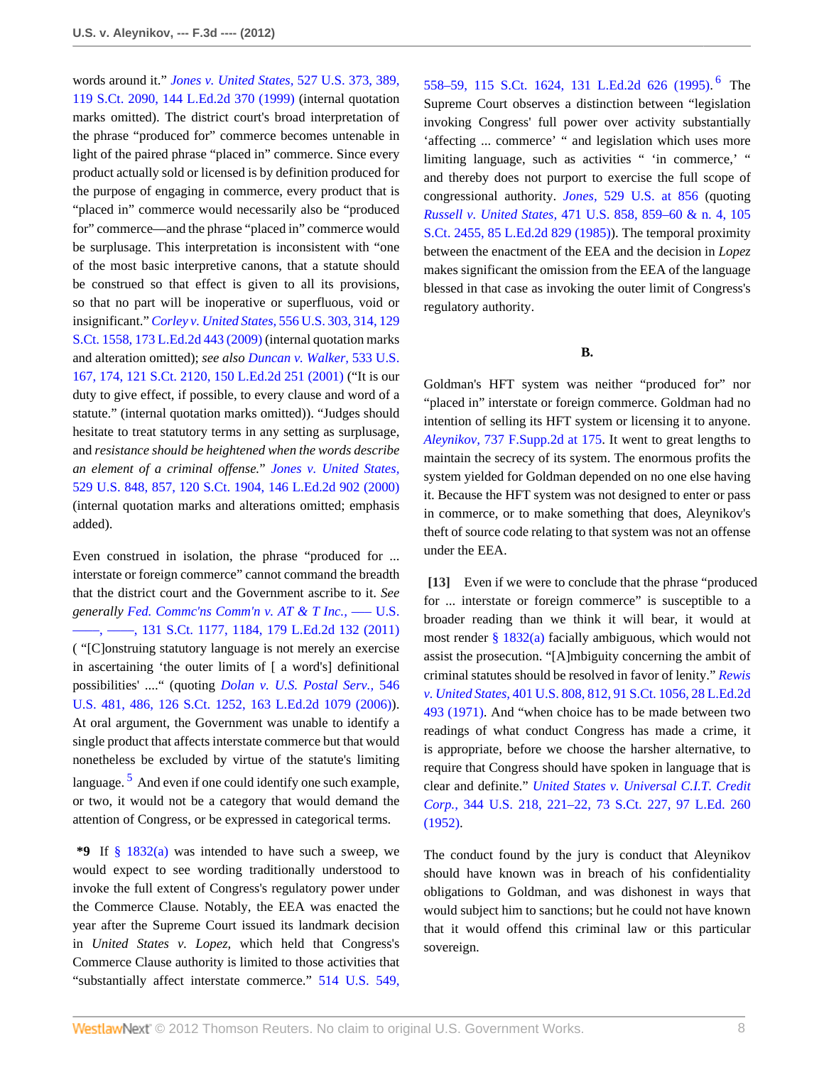words around it." *Jones v. United States,* 527 U.S. 373, 389, 119 S.Ct. 2090, 144 L.Ed.2d 370 (1999) (internal quotation marks omitted). The district court's broad interpretation of the phrase "produced for" commerce becomes untenable in light of the paired phrase "placed in" commerce. Since every product actually sold or licensed is by definition produced for the purpose of engaging in commerce, every product that is "placed in" commerce would necessarily also be "produced for" commerce—and the phrase "placed in" commerce would be surplusage. This interpretation is inconsistent with "one of the most basic interpretive canons, that a statute should be construed so that effect is given to all its provisions, so that no part will be inoperative or superfluous, void or insignificant." *Corley v. United States,* 556 U.S. 303, 314, 129 S.Ct. 1558, 173 L.Ed.2d 443 (2009) (internal quotation marks and alteration omitted); *see also Duncan v. Walker,* 533 U.S. 167, 174, 121 S.Ct. 2120, 150 L.Ed.2d 251 (2001) ("It is our duty to give effect, if possible, to every clause and word of a statute." (internal quotation marks omitted)). "Judges should hesitate to treat statutory terms in any setting as surplusage, and *resistance should be heightened when the words describe an element of a criminal offense.*" *Jones v. United States,* 529 U.S. 848, 857, 120 S.Ct. 1904, 146 L.Ed.2d 902 (2000) (internal quotation marks and alterations omitted; emphasis added).

Even construed in isolation, the phrase "produced for ... interstate or foreign commerce" cannot command the breadth that the district court and the Government ascribe to it. *See generally Fed. Commc'ns Comm'n v. AT & T Inc.,* ––– U.S. ––––, ––––, 131 S.Ct. 1177, 1184, 179 L.Ed.2d 132 (2011) ( "[C]onstruing statutory language is not merely an exercise in ascertaining 'the outer limits of [ a word's] definitional possibilities' ...." (quoting *Dolan v. U.S. Postal Serv.,* 546 U.S. 481, 486, 126 S.Ct. 1252, 163 L.Ed.2d 1079 (2006)). At oral argument, the Government was unable to identify a single product that affects interstate commerce but that would nonetheless be excluded by virtue of the statute's limiting language.[5] And even if one could identify one such example, or two, it would not be a category that would demand the attention of Congress, or be expressed in categorical terms.

**\*9** If § 1832(a) was intended to have such a sweep, we would expect to see wording traditionally understood to invoke the full extent of Congress's regulatory power under the Commerce Clause. Notably, the EEA was enacted the year after the Supreme Court issued its landmark decision in *United States v. Lopez,* which held that Congress's Commerce Clause authority is limited to those activities that "substantially affect interstate commerce." 514 U.S. 549, 558–59, 115 S.Ct. 1624, 131 L.Ed.2d 626 (1995).[6] The Supreme Court observes a distinction between "legislation invoking Congress' full power over activity substantially 'affecting ... commerce' " and legislation which uses more limiting language, such as activities " 'in commerce,' " and thereby does not purport to exercise the full scope of congressional authority. *Jones,* 529 U.S. at 856 (quoting *Russell v. United States,* 471 U.S. 858, 859–60 & n. 4, 105 S.Ct. 2455, 85 L.Ed.2d 829 (1985)). The temporal proximity between the enactment of the EEA and the decision in *Lopez* makes significant the omission from the EEA of the language blessed in that case as invoking the outer limit of Congress's regulatory authority.

**B.**

Goldman's HFT system was neither "produced for" nor "placed in" interstate or foreign commerce. Goldman had no intention of selling its HFT system or licensing it to anyone. *Aleynikov,* 737 F.Supp.2d at 175. It went to great lengths to maintain the secrecy of its system. The enormous profits the system yielded for Goldman depended on no one else having it. Because the HFT system was not designed to enter or pass in commerce, or to make something that does, Aleynikov's theft of source code relating to that system was not an offense under the EEA.

**[13]** Even if we were to conclude that the phrase "produced for ... interstate or foreign commerce" is susceptible to a broader reading than we think it will bear, it would at most render § 1832(a) facially ambiguous, which would not assist the prosecution. "[A]mbiguity concerning the ambit of criminal statutes should be resolved in favor of lenity." *Rewis v. United States,* 401 U.S. 808, 812, 91 S.Ct. 1056, 28 L.Ed.2d 493 (1971). And "when choice has to be made between two readings of what conduct Congress has made a crime, it is appropriate, before we choose the harsher alternative, to require that Congress should have spoken in language that is clear and definite." *United States v. Universal C.I.T. Credit Corp.,* 344 U.S. 218, 221–22, 73 S.Ct. 227, 97 L.Ed. 260 (1952).

The conduct found by the jury is conduct that Aleynikov should have known was in breach of his confidentiality obligations to Goldman, and was dishonest in ways that would subject him to sanctions; but he could not have known that it would offend this criminal law or this particular sovereign.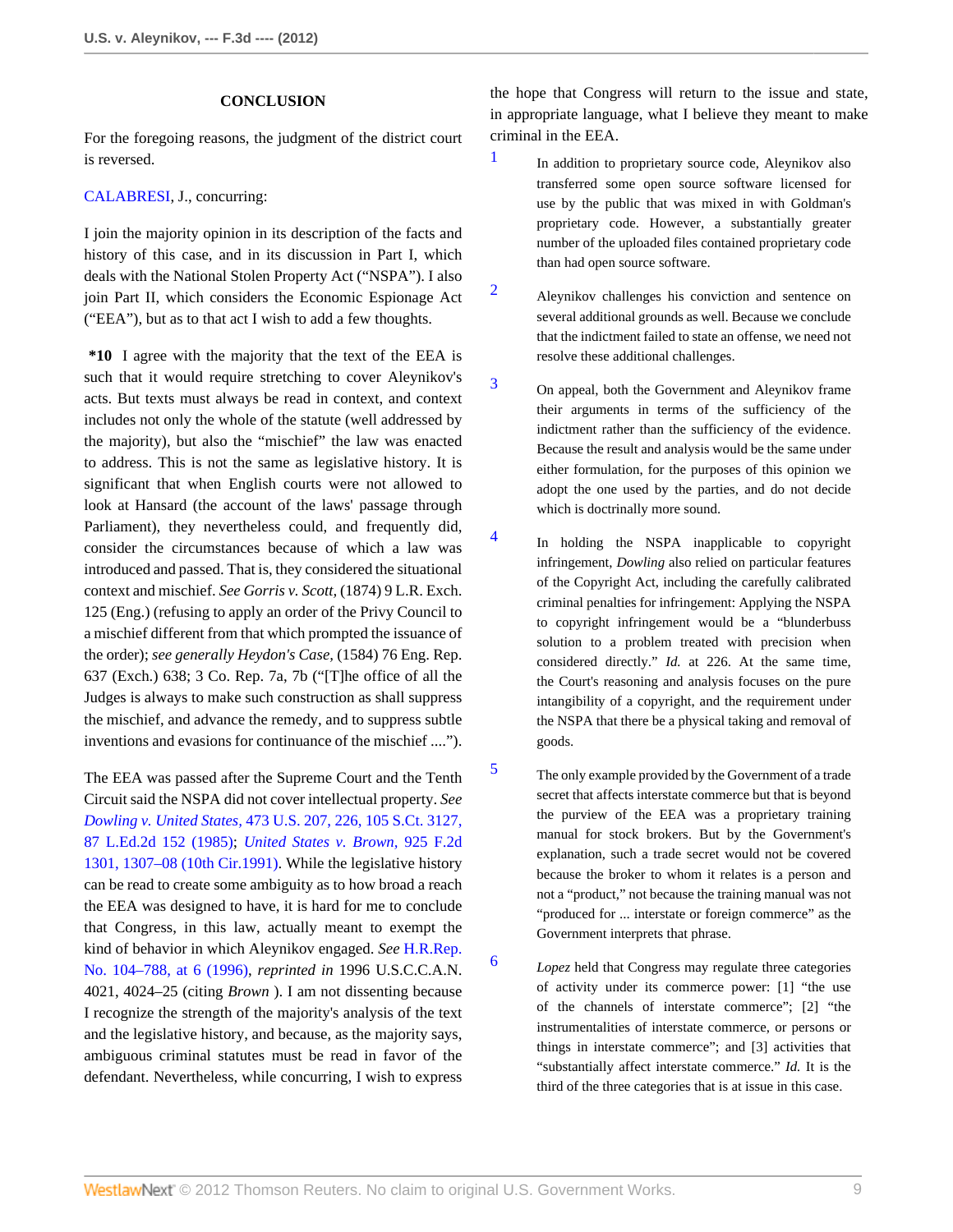## CONCLUSION

For the foregoing reasons, the judgment of the district court is reversed.

CALABRESI, J., concurring:

I join the majority opinion in its description of the facts and history of this case, and in its discussion in Part I, which deals with the National Stolen Property Act ("NSPA"). I also join Part II, which considers the Economic Espionage Act ("EEA"), but as to that act I wish to add a few thoughts.

**\*10** I agree with the majority that the text of the EEA is such that it would require stretching to cover Aleynikov's acts. But texts must always be read in context, and context includes not only the whole of the statute (well addressed by the majority), but also the "mischief" the law was enacted to address. This is not the same as legislative history. It is significant that when English courts were not allowed to look at Hansard (the account of the laws' passage through Parliament), they nevertheless could, and frequently did, consider the circumstances because of which a law was introduced and passed. That is, they considered the situational context and mischief. *See Gorris v. Scott,* (1874) 9 L.R. Exch. 125 (Eng.) (refusing to apply an order of the Privy Council to a mischief different from that which prompted the issuance of the order); *see generally Heydon's Case,* (1584) 76 Eng. Rep. 637 (Exch.) 638; 3 Co. Rep. 7a, 7b ("[T]he office of all the Judges is always to make such construction as shall suppress the mischief, and advance the remedy, and to suppress subtle inventions and evasions for continuance of the mischief ....").

The EEA was passed after the Supreme Court and the Tenth Circuit said the NSPA did not cover intellectual property. *See Dowling v. United States,* 473 U.S. 207, 226, 105 S.Ct. 3127, 87 L.Ed.2d 152 (1985); *United States v. Brown,* 925 F.2d 1301, 1307–08 (10th Cir.1991). While the legislative history can be read to create some ambiguity as to how broad a reach the EEA was designed to have, it is hard for me to conclude that Congress, in this law, actually meant to exempt the kind of behavior in which Aleynikov engaged. *See* H.R.Rep. No. 104–788, at 6 (1996), *reprinted in* 1996 U.S.C.C.A.N. 4021, 4024–25 (citing *Brown* ). I am not dissenting because I recognize the strength of the majority's analysis of the text and the legislative history, and because, as the majority says, ambiguous criminal statutes must be read in favor of the defendant. Nevertheless, while concurring, I wish to express the hope that Congress will return to the issue and state, in appropriate language, what I believe they meant to make criminal in the EEA.

1 In addition to proprietary source code, Aleynikov also transferred some open source software licensed for use by the public that was mixed in with Goldman's proprietary code. However, a substantially greater number of the uploaded files contained proprietary code than had open source software.

2 Aleynikov challenges his conviction and sentence on several additional grounds as well. Because we conclude that the indictment failed to state an offense, we need not resolve these additional challenges.

3 On appeal, both the Government and Aleynikov frame their arguments in terms of the sufficiency of the indictment rather than the sufficiency of the evidence. Because the result and analysis would be the same under either formulation, for the purposes of this opinion we adopt the one used by the parties, and do not decide which is doctrinally more sound.

4 In holding the NSPA inapplicable to copyright infringement, *Dowling* also relied on particular features of the Copyright Act, including the carefully calibrated criminal penalties for infringement: Applying the NSPA to copyright infringement would be a "blunderbuss solution to a problem treated with precision when considered directly." *Id.* at 226. At the same time, the Court's reasoning and analysis focuses on the pure intangibility of a copyright, and the requirement under the NSPA that there be a physical taking and removal of goods.

5 The only example provided by the Government of a trade secret that affects interstate commerce but that is beyond the purview of the EEA was a proprietary training manual for stock brokers. But by the Government's explanation, such a trade secret would not be covered because the broker to whom it relates is a person and not a "product," not because the training manual was not "produced for ... interstate or foreign commerce" as the Government interprets that phrase.

6 *Lopez* held that Congress may regulate three categories of activity under its commerce power: [1] "the use of the channels of interstate commerce"; [2] "the instrumentalities of interstate commerce, or persons or things in interstate commerce"; and [3] activities that "substantially affect interstate commerce." *Id.* It is the third of the three categories that is at issue in this case.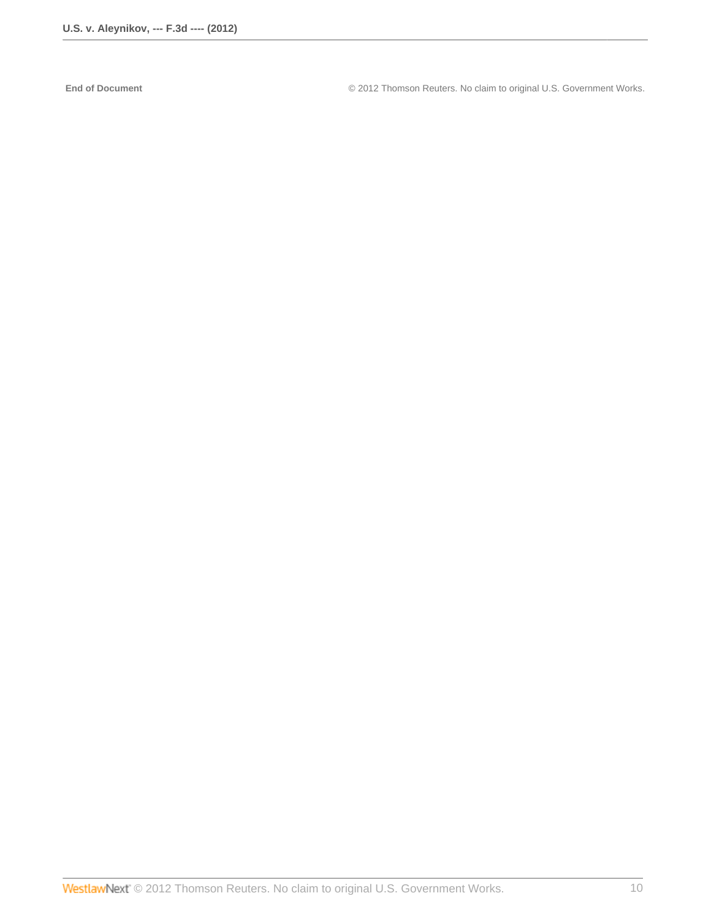**End of Document** © 2012 Thomson Reuters. No claim to original U.S. Government Works.